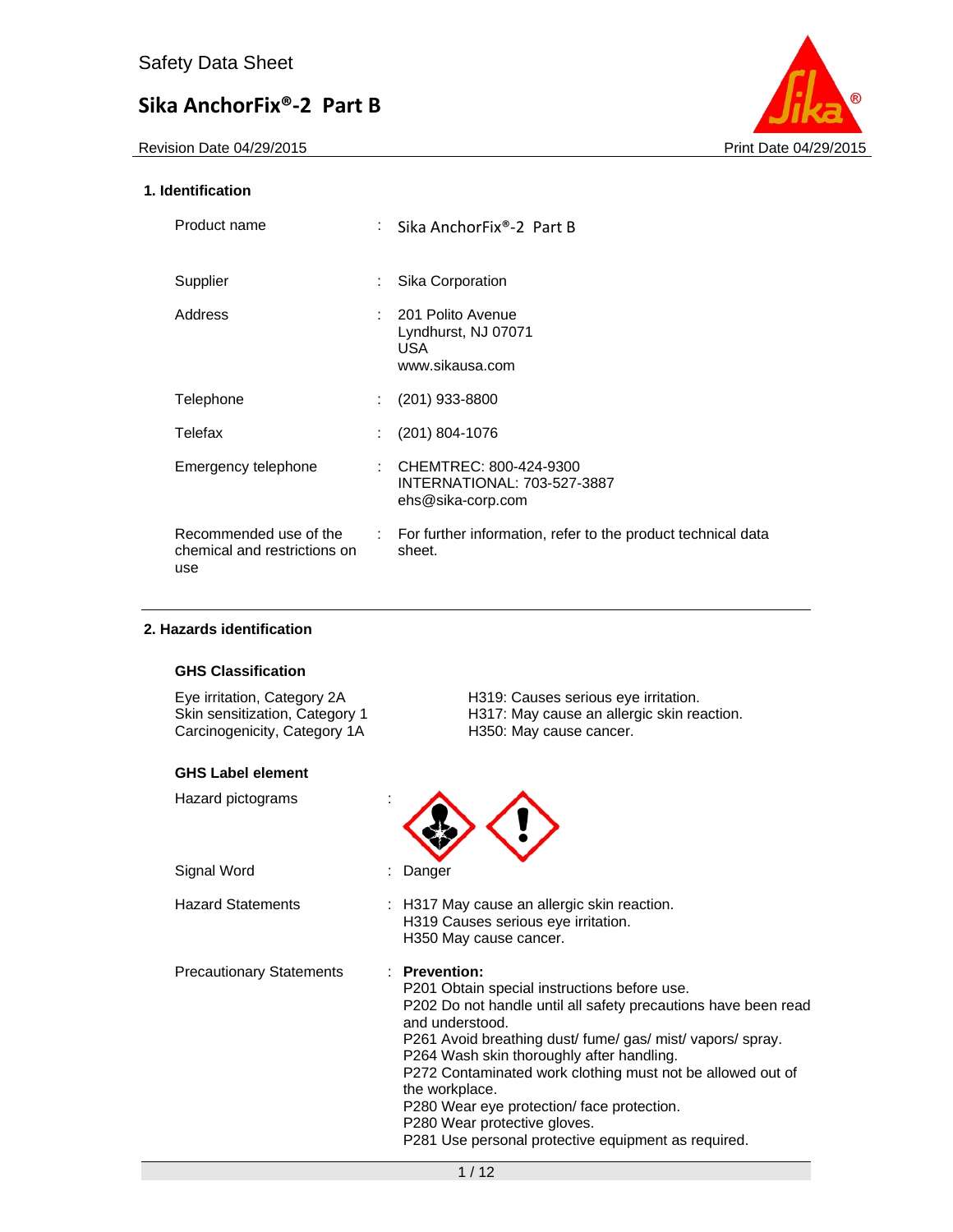Safety Data Sheet

# Sika AnchorFix®-2 Part B

Revision Date 04/29/2015 Print Date 04/29/2015

## 1. Identification

| | |
|---|---|
| Product name | : Sika AnchorFix®-2 Part B |
| Supplier | : Sika Corporation |
| Address | : 201 Polito Avenue<br>Lyndhurst, NJ 07071<br>USA<br>www.sikausa.com |
| Telephone | : (201) 933-8800 |
| Telefax | : (201) 804-1076 |
| Emergency telephone | : CHEMTREC: 800-424-9300<br>INTERNATIONAL: 703-527-3887<br>ehs@sika-corp.com |
| Recommended use of the chemical and restrictions on use | : For further information, refer to the product technical data sheet. |

## 2. Hazards identification

### GHS Classification

| | |
|---|---|
| Eye irritation, Category 2A | H319: Causes serious eye irritation. |
| Skin sensitization, Category 1 | H317: May cause an allergic skin reaction. |
| Carcinogenicity, Category 1A | H350: May cause cancer. |

### GHS Label element

Hazard pictograms :

Signal Word : Danger

Hazard Statements :
H317 May cause an allergic skin reaction.
H319 Causes serious eye irritation.
H350 May cause cancer.

Precautionary Statements :
**Prevention:**
P201 Obtain special instructions before use.
P202 Do not handle until all safety precautions have been read and understood.
P261 Avoid breathing dust/ fume/ gas/ mist/ vapors/ spray.
P264 Wash skin thoroughly after handling.
P272 Contaminated work clothing must not be allowed out of the workplace.
P280 Wear eye protection/ face protection.
P280 Wear protective gloves.
P281 Use personal protective equipment as required.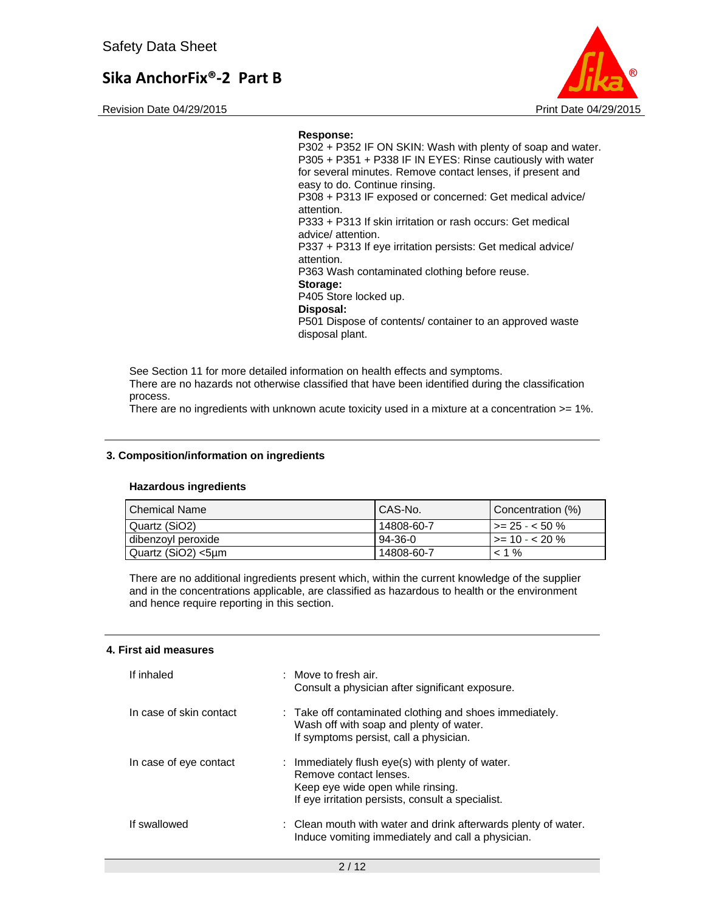**Response:**

P302 + P352 IF ON SKIN: Wash with plenty of soap and water.
P305 + P351 + P338 IF IN EYES: Rinse cautiously with water for several minutes. Remove contact lenses, if present and easy to do. Continue rinsing.
P308 + P313 IF exposed or concerned: Get medical advice/ attention.
P333 + P313 If skin irritation or rash occurs: Get medical advice/ attention.
P337 + P313 If eye irritation persists: Get medical advice/ attention.
P363 Wash contaminated clothing before reuse.

**Storage:**

P405 Store locked up.

**Disposal:**

P501 Dispose of contents/ container to an approved waste disposal plant.

See Section 11 for more detailed information on health effects and symptoms.
There are no hazards not otherwise classified that have been identified during the classification process.
There are no ingredients with unknown acute toxicity used in a mixture at a concentration >= 1%.

## 3. Composition/information on ingredients

### Hazardous ingredients

| Chemical Name | CAS-No. | Concentration (%) |
|---|---|---|
| Quartz ($SiO_2$) | 14808-60-7 | >= 25 - < 50 % |
| dibenzoyl peroxide | 94-36-0 | >= 10 - < 20 % |
| Quartz ($SiO_2$) <5µm | 14808-60-7 | < 1 % |

There are no additional ingredients present which, within the current knowledge of the supplier and in the concentrations applicable, are classified as hazardous to health or the environment and hence require reporting in this section.

## 4. First aid measures

| | |
|---|---|
| If inhaled | : Move to fresh air.<br>Consult a physician after significant exposure. |
| In case of skin contact | : Take off contaminated clothing and shoes immediately.<br>Wash off with soap and plenty of water.<br>If symptoms persist, call a physician. |
| In case of eye contact | : Immediately flush eye(s) with plenty of water.<br>Remove contact lenses.<br>Keep eye wide open while rinsing.<br>If eye irritation persists, consult a specialist. |
| If swallowed | : Clean mouth with water and drink afterwards plenty of water.<br>Induce vomiting immediately and call a physician. |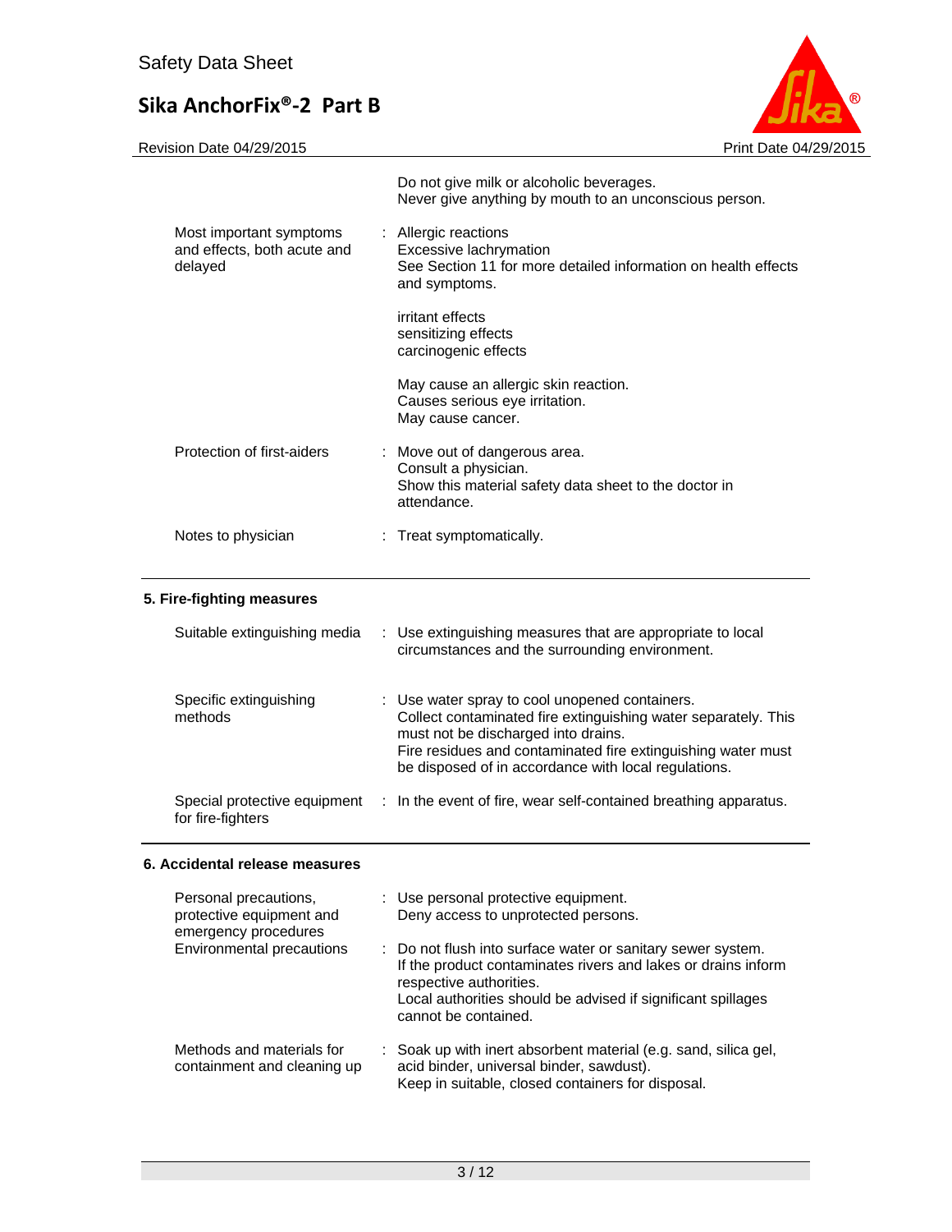| | | |
|---|---|---|
| | | Do not give milk or alcoholic beverages.<br>Never give anything by mouth to an unconscious person. |
| Most important symptoms and effects, both acute and delayed | : | Allergic reactions<br>Excessive lachrymation<br>See Section 11 for more detailed information on health effects and symptoms.<br><br>irritant effects<br>sensitizing effects<br>carcinogenic effects<br><br>May cause an allergic skin reaction.<br>Causes serious eye irritation.<br>May cause cancer. |
| Protection of first-aiders | : | Move out of dangerous area.<br>Consult a physician.<br>Show this material safety data sheet to the doctor in attendance. |
| Notes to physician | : | Treat symptomatically. |

## 5. Fire-fighting measures

| | | |
|---|---|---|
| Suitable extinguishing media | : | Use extinguishing measures that are appropriate to local circumstances and the surrounding environment. |
| Specific extinguishing methods | : | Use water spray to cool unopened containers.<br>Collect contaminated fire extinguishing water separately. This must not be discharged into drains.<br>Fire residues and contaminated fire extinguishing water must be disposed of in accordance with local regulations. |
| Special protective equipment for fire-fighters | : | In the event of fire, wear self-contained breathing apparatus. |

## 6. Accidental release measures

| | | |
|---|---|---|
| Personal precautions, protective equipment and emergency procedures | : | Use personal protective equipment.<br>Deny access to unprotected persons. |
| Environmental precautions | : | Do not flush into surface water or sanitary sewer system.<br>If the product contaminates rivers and lakes or drains inform respective authorities.<br>Local authorities should be advised if significant spillages cannot be contained. |
| Methods and materials for containment and cleaning up | : | Soak up with inert absorbent material (e.g. sand, silica gel, acid binder, universal binder, sawdust).<br>Keep in suitable, closed containers for disposal. |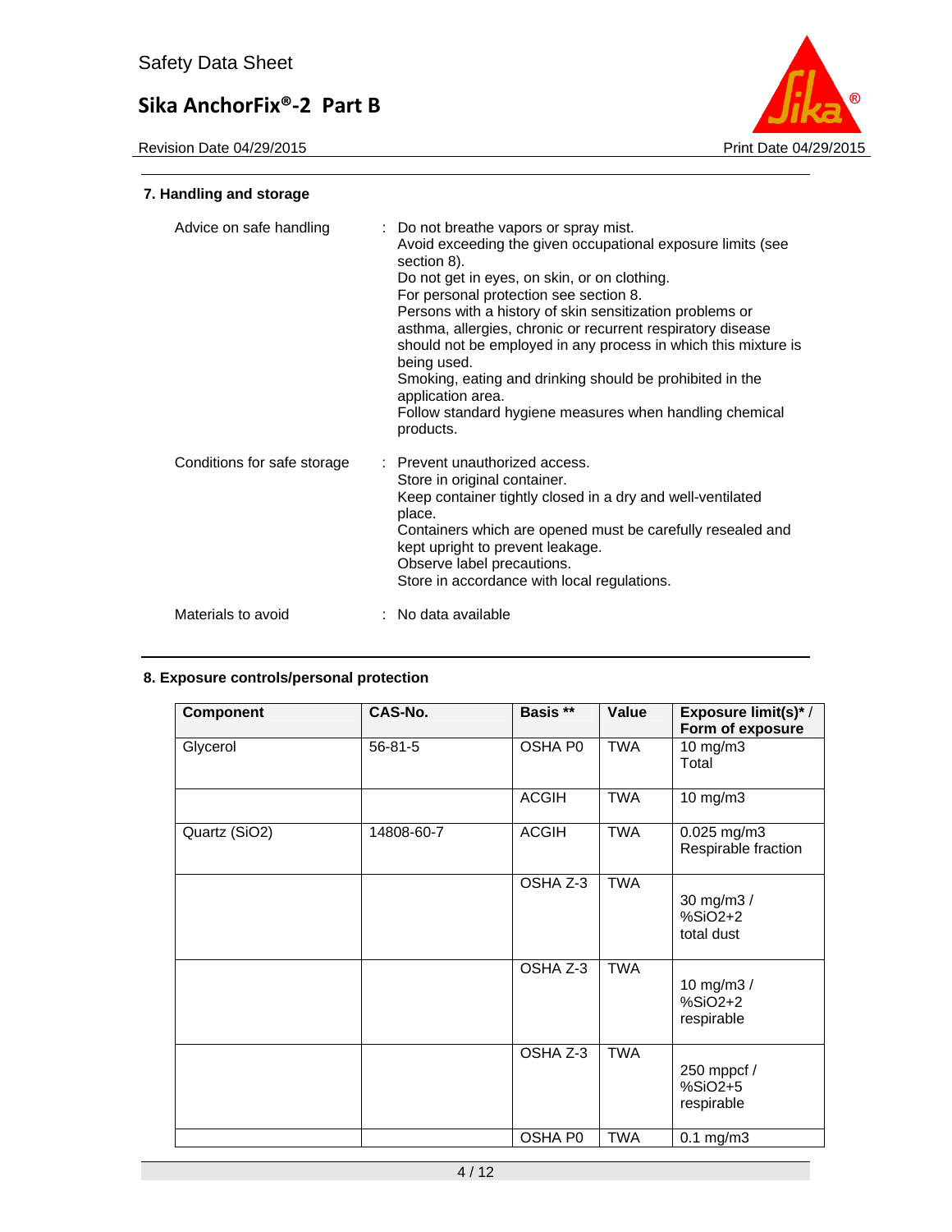## 7. Handling and storage

| | |
|---|---|
| Advice on safe handling | : Do not breathe vapors or spray mist.<br>Avoid exceeding the given occupational exposure limits (see section 8).<br>Do not get in eyes, on skin, or on clothing.<br>For personal protection see section 8.<br>Persons with a history of skin sensitization problems or asthma, allergies, chronic or recurrent respiratory disease should not be employed in any process in which this mixture is being used.<br>Smoking, eating and drinking should be prohibited in the application area.<br>Follow standard hygiene measures when handling chemical products. |
| Conditions for safe storage | : Prevent unauthorized access.<br>Store in original container.<br>Keep container tightly closed in a dry and well-ventilated place.<br>Containers which are opened must be carefully resealed and kept upright to prevent leakage.<br>Observe label precautions.<br>Store in accordance with local regulations. |
| Materials to avoid | : No data available |

## 8. Exposure controls/personal protection

| Component | CAS-No. | Basis ** | Value | Exposure limit(s)* / Form of exposure |
|---|---|---|---|---|
| Glycerol | 56-81-5 | OSHA P0 | TWA | 10 mg/m3<br>Total |
| | | ACGIH | TWA | 10 mg/m3 |
| Quartz (SiO2) | 14808-60-7 | ACGIH | TWA | 0.025 mg/m3<br>Respirable fraction |
| | | OSHA Z-3 | TWA | 30 mg/m3 /<br>%SiO2+2<br>total dust |
| | | OSHA Z-3 | TWA | 10 mg/m3 /<br>%SiO2+2<br>respirable |
| | | OSHA Z-3 | TWA | 250 mppcf /<br>%SiO2+5<br>respirable |
| | | OSHA P0 | TWA | 0.1 mg/m3 |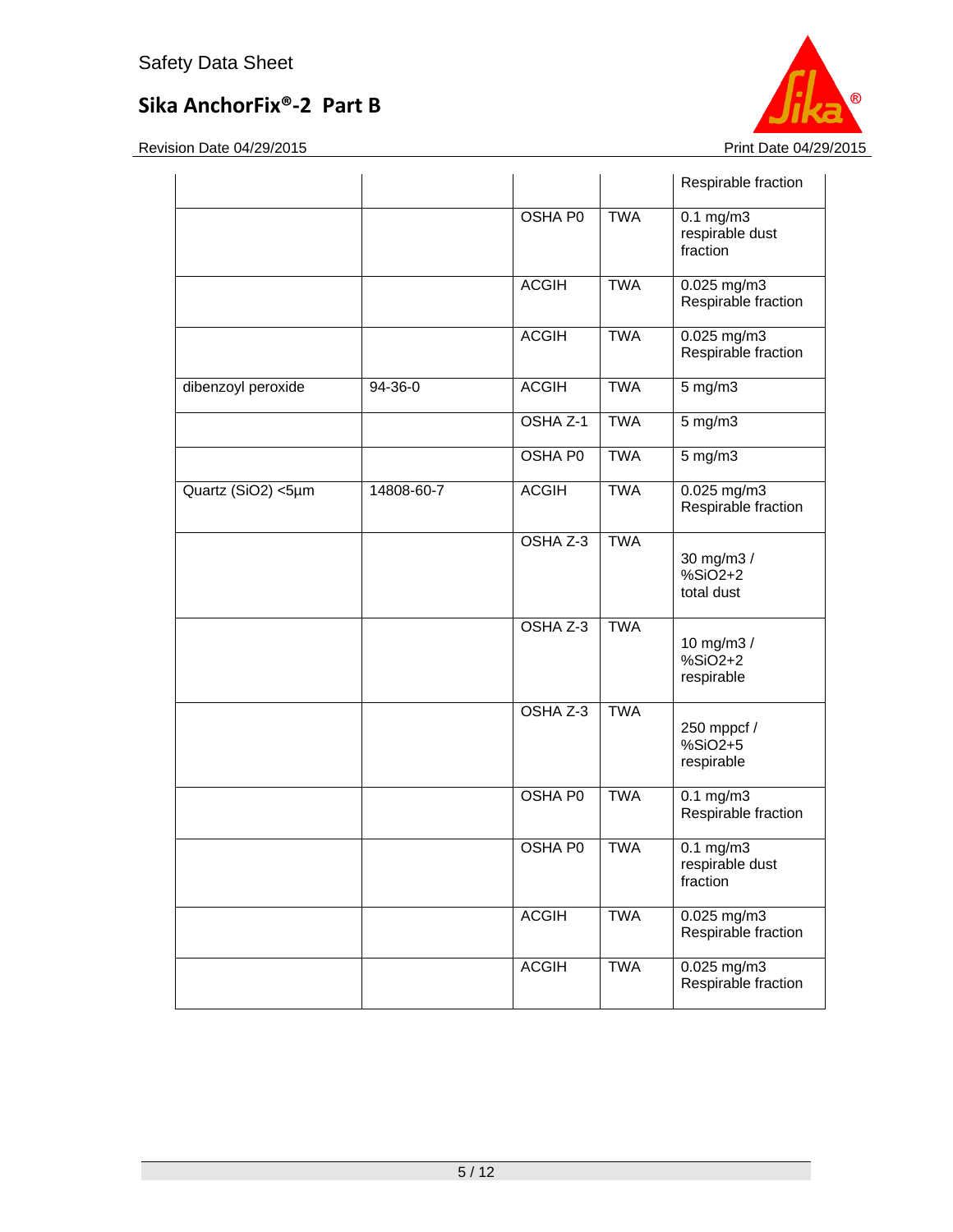| | | | | Respirable fraction |
|---|---|---|---|---|
| | | OSHA P0 | TWA | 0.1 mg/m3 respirable dust fraction |
| | | ACGIH | TWA | 0.025 mg/m3 Respirable fraction |
| | | ACGIH | TWA | 0.025 mg/m3 Respirable fraction |
| dibenzoyl peroxide | 94-36-0 | ACGIH | TWA | 5 mg/m3 |
| | | OSHA Z-1 | TWA | 5 mg/m3 |
| | | OSHA P0 | TWA | 5 mg/m3 |
| Quartz (SiO2) <5µm | 14808-60-7 | ACGIH | TWA | 0.025 mg/m3 Respirable fraction |
| | | OSHA Z-3 | TWA | 30 mg/m3 / %SiO2+2 total dust |
| | | OSHA Z-3 | TWA | 10 mg/m3 / %SiO2+2 respirable |
| | | OSHA Z-3 | TWA | 250 mppcf / %SiO2+5 respirable |
| | | OSHA P0 | TWA | 0.1 mg/m3 Respirable fraction |
| | | OSHA P0 | TWA | 0.1 mg/m3 respirable dust fraction |
| | | ACGIH | TWA | 0.025 mg/m3 Respirable fraction |
| | | ACGIH | TWA | 0.025 mg/m3 Respirable fraction |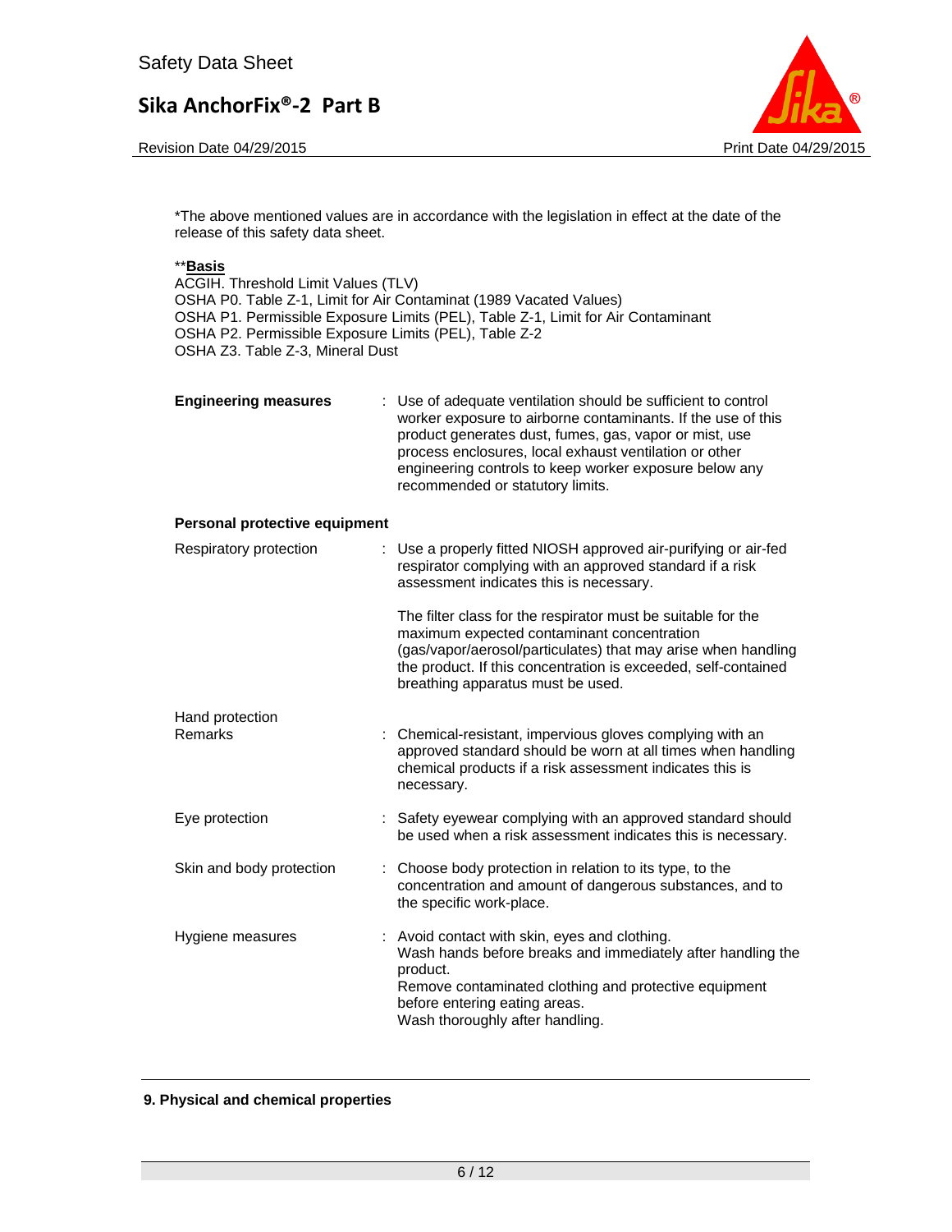*The above mentioned values are in accordance with the legislation in effect at the date of the release of this safety data sheet.

**<u>**Basis**</u>

ACGIH. Threshold Limit Values (TLV)
OSHA P0. Table Z-1, Limit for Air Contaminat (1989 Vacated Values)
OSHA P1. Permissible Exposure Limits (PEL), Table Z-1, Limit for Air Contaminant
OSHA P2. Permissible Exposure Limits (PEL), Table Z-2
OSHA Z3. Table Z-3, Mineral Dust

**Engineering measures** : Use of adequate ventilation should be sufficient to control worker exposure to airborne contaminants. If the use of this product generates dust, fumes, gas, vapor or mist, use process enclosures, local exhaust ventilation or other engineering controls to keep worker exposure below any recommended or statutory limits.

**Personal protective equipment**

Respiratory protection : Use a properly fitted NIOSH approved air-purifying or air-fed respirator complying with an approved standard if a risk assessment indicates this is necessary.

The filter class for the respirator must be suitable for the maximum expected contaminant concentration (gas/vapor/aerosol/particulates) that may arise when handling the product. If this concentration is exceeded, self-contained breathing apparatus must be used.

Hand protection
Remarks : Chemical-resistant, impervious gloves complying with an approved standard should be worn at all times when handling chemical products if a risk assessment indicates this is necessary.

Eye protection : Safety eyewear complying with an approved standard should be used when a risk assessment indicates this is necessary.

Skin and body protection : Choose body protection in relation to its type, to the concentration and amount of dangerous substances, and to the specific work-place.

Hygiene measures : Avoid contact with skin, eyes and clothing.
Wash hands before breaks and immediately after handling the product.
Remove contaminated clothing and protective equipment before entering eating areas.
Wash thoroughly after handling.

## 9. Physical and chemical properties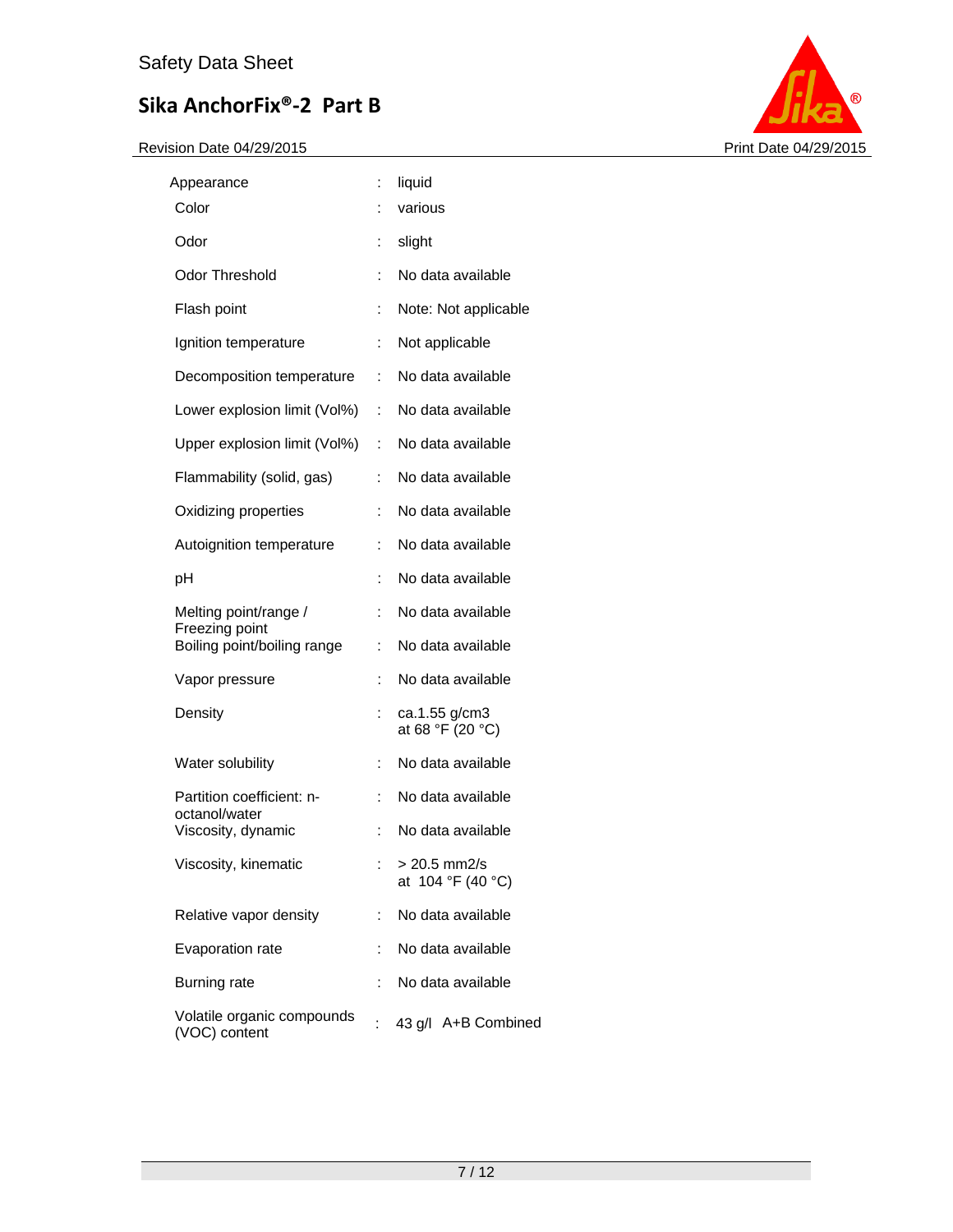| Property | | Value |
|---|---|---|
| Appearance | : | liquid |
| Color | : | various |
| Odor | : | slight |
| Odor Threshold | : | No data available |
| Flash point | : | Note: Not applicable |
| Ignition temperature | : | Not applicable |
| Decomposition temperature | : | No data available |
| Lower explosion limit (Vol%) | : | No data available |
| Upper explosion limit (Vol%) | : | No data available |
| Flammability (solid, gas) | : | No data available |
| Oxidizing properties | : | No data available |
| Autoignition temperature | : | No data available |
| pH | : | No data available |
| Melting point/range / Freezing point | : | No data available |
| Boiling point/boiling range | : | No data available |
| Vapor pressure | : | No data available |
| Density | : | ca.1.55 g/cm3 at 68 °F (20 °C) |
| Water solubility | : | No data available |
| Partition coefficient: n-octanol/water | : | No data available |
| Viscosity, dynamic | : | No data available |
| Viscosity, kinematic | : | > 20.5 mm2/s at 104 °F (40 °C) |
| Relative vapor density | : | No data available |
| Evaporation rate | : | No data available |
| Burning rate | : | No data available |
| Volatile organic compounds (VOC) content | : | 43 g/l A+B Combined |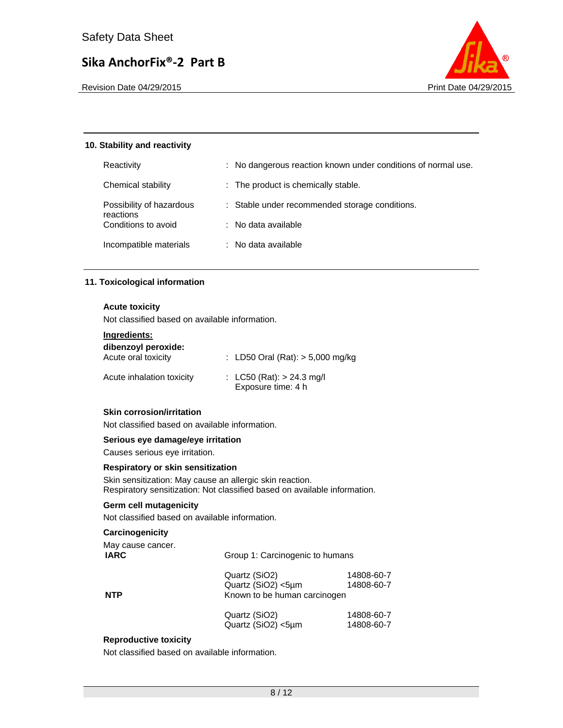## 10. Stability and reactivity

| | |
|---|---|
| Reactivity | : No dangerous reaction known under conditions of normal use. |
| Chemical stability | : The product is chemically stable. |
| Possibility of hazardous reactions | : Stable under recommended storage conditions. |
| Conditions to avoid | : No data available |
| Incompatible materials | : No data available |

## 11. Toxicological information

**Acute toxicity**

Not classified based on available information.

**Ingredients:**

**dibenzoyl peroxide:**

| | |
|---|---|
| Acute oral toxicity | : LD50 Oral (Rat): > 5,000 mg/kg |
| Acute inhalation toxicity | : LC50 (Rat): > 24.3 mg/l<br>Exposure time: 4 h |

**Skin corrosion/irritation**

Not classified based on available information.

**Serious eye damage/eye irritation**

Causes serious eye irritation.

**Respiratory or skin sensitization**

Skin sensitization: May cause an allergic skin reaction.
Respiratory sensitization: Not classified based on available information.

**Germ cell mutagenicity**

Not classified based on available information.

**Carcinogenicity**

May cause cancer.

| | | |
|---|---|---|
| **IARC** | Group 1: Carcinogenic to humans | |
| | Quartz (SiO2) | 14808-60-7 |
| | Quartz (SiO2) <5µm | 14808-60-7 |
| **NTP** | Known to be human carcinogen | |
| | Quartz (SiO2) | 14808-60-7 |
| | Quartz (SiO2) <5µm | 14808-60-7 |

**Reproductive toxicity**

Not classified based on available information.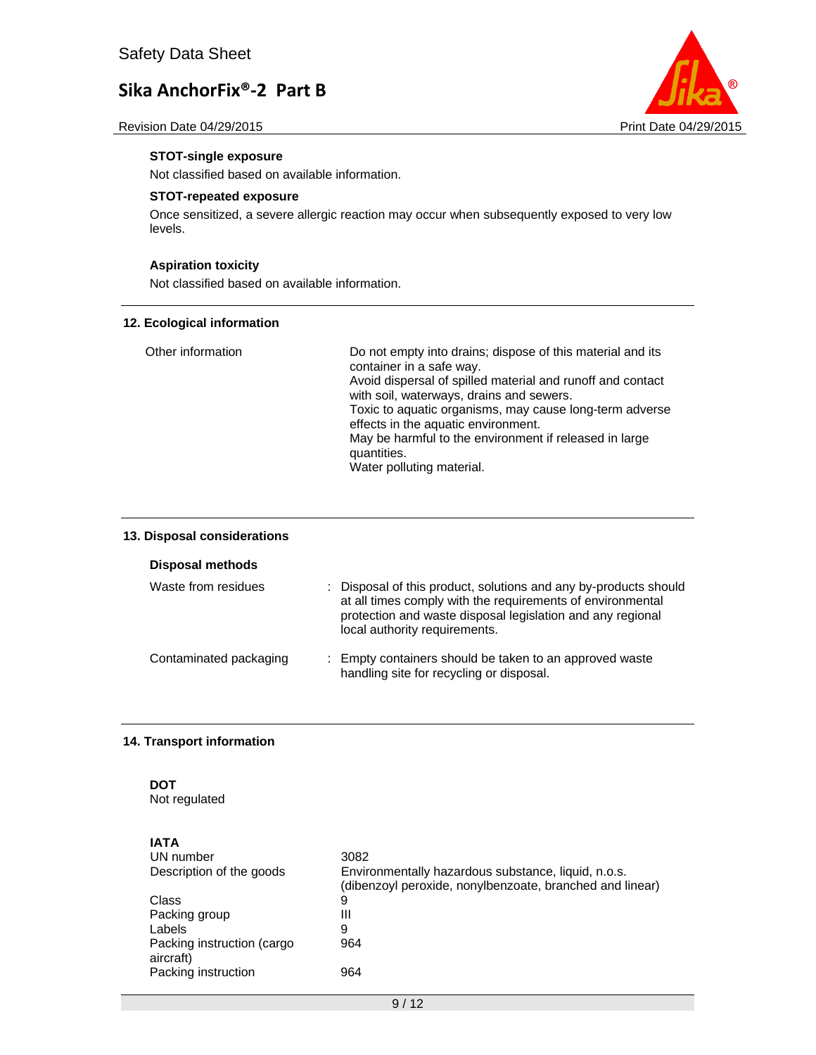**STOT-single exposure**

Not classified based on available information.

**STOT-repeated exposure**

Once sensitized, a severe allergic reaction may occur when subsequently exposed to very low levels.

**Aspiration toxicity**

Not classified based on available information.

## 12. Ecological information

| | |
|---|---|
| Other information | Do not empty into drains; dispose of this material and its container in a safe way.<br>Avoid dispersal of spilled material and runoff and contact with soil, waterways, drains and sewers.<br>Toxic to aquatic organisms, may cause long-term adverse effects in the aquatic environment.<br>May be harmful to the environment if released in large quantities.<br>Water polluting material. |

## 13. Disposal considerations

**Disposal methods**

| | |
|---|---|
| Waste from residues | : Disposal of this product, solutions and any by-products should at all times comply with the requirements of environmental protection and waste disposal legislation and any regional local authority requirements. |
| Contaminated packaging | : Empty containers should be taken to an approved waste handling site for recycling or disposal. |

## 14. Transport information

**DOT**
Not regulated

**IATA**

| | |
|---|---|
| UN number | 3082 |
| Description of the goods | Environmentally hazardous substance, liquid, n.o.s. (dibenzoyl peroxide, nonylbenzoate, branched and linear) |
| Class | 9 |
| Packing group | III |
| Labels | 9 |
| Packing instruction (cargo aircraft) | 964 |
| Packing instruction | 964 |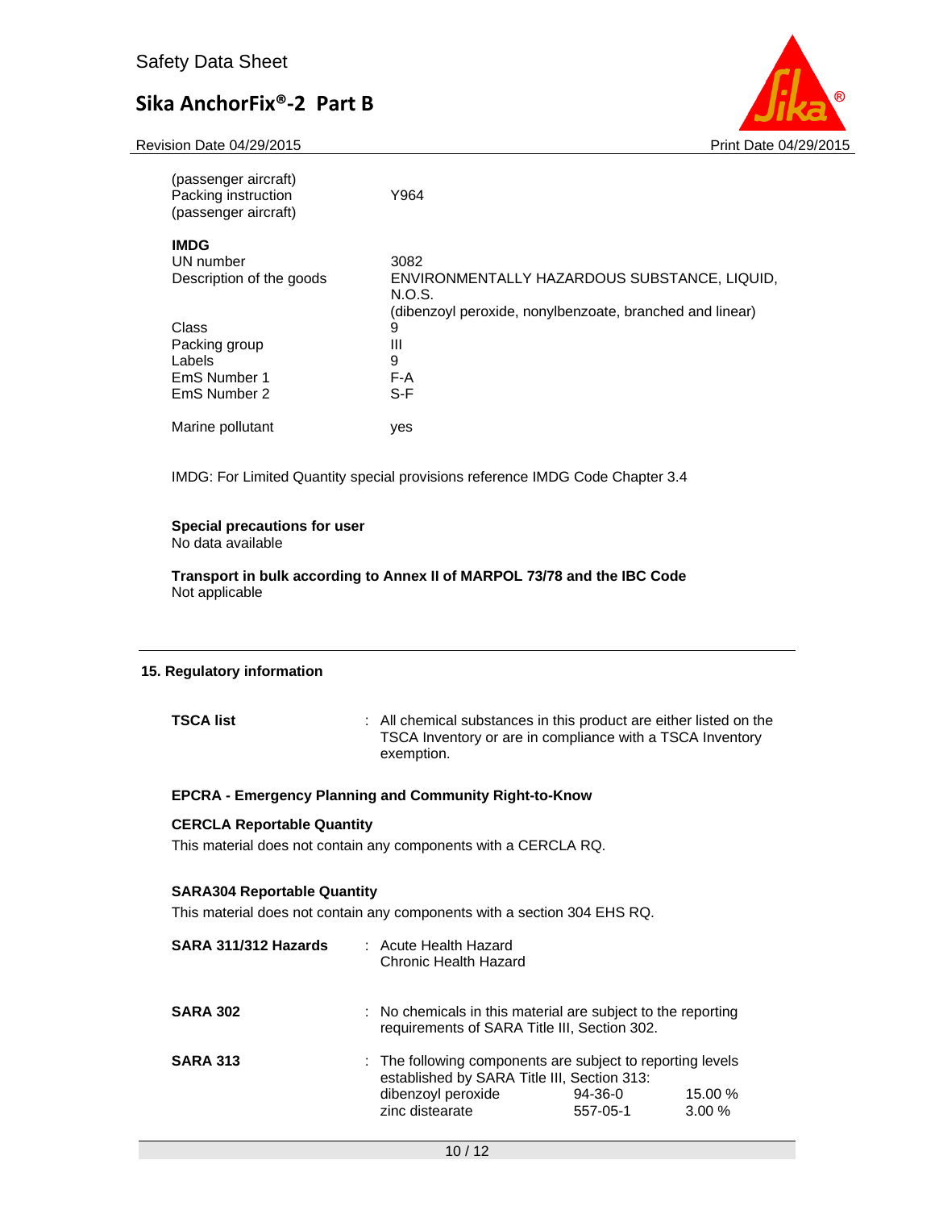| | |
|---|---|
| (passenger aircraft)<br>Packing instruction<br>(passenger aircraft) | Y964 |

**IMDG**

| | |
|---|---|
| UN number | 3082 |
| Description of the goods | ENVIRONMENTALLY HAZARDOUS SUBSTANCE, LIQUID, N.O.S.<br>(dibenzoyl peroxide, nonylbenzoate, branched and linear) |
| Class | 9 |
| Packing group | III |
| Labels | 9 |
| EmS Number 1 | F-A |
| EmS Number 2 | S-F |
| Marine pollutant | yes |

IMDG: For Limited Quantity special provisions reference IMDG Code Chapter 3.4

**Special precautions for user**
No data available

**Transport in bulk according to Annex II of MARPOL 73/78 and the IBC Code**
Not applicable

## 15. Regulatory information

**TSCA list** : All chemical substances in this product are either listed on the TSCA Inventory or are in compliance with a TSCA Inventory exemption.

**EPCRA - Emergency Planning and Community Right-to-Know**

**CERCLA Reportable Quantity**
This material does not contain any components with a CERCLA RQ.

**SARA304 Reportable Quantity**
This material does not contain any components with a section 304 EHS RQ.

**SARA 311/312 Hazards** : Acute Health Hazard
Chronic Health Hazard

**SARA 302** : No chemicals in this material are subject to the reporting requirements of SARA Title III, Section 302.

**SARA 313** : The following components are subject to reporting levels established by SARA Title III, Section 313:

| | | |
|---|---|---|
| dibenzoyl peroxide | 94-36-0 | 15.00 % |
| zinc distearate | 557-05-1 | 3.00 % |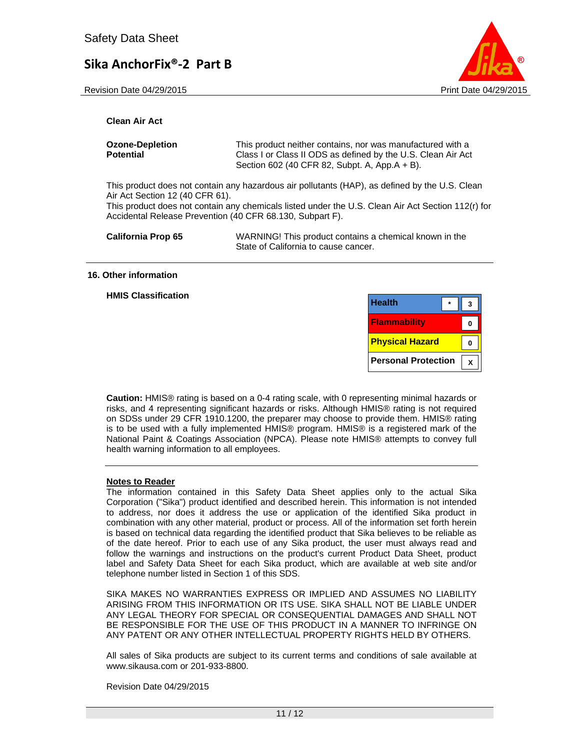**Clean Air Act**

| | |
|---|---|
| **Ozone-Depletion Potential** | This product neither contains, nor was manufactured with a Class I or Class II ODS as defined by the U.S. Clean Air Act Section 602 (40 CFR 82, Subpt. A, App.A + B). |

This product does not contain any hazardous air pollutants (HAP), as defined by the U.S. Clean Air Act Section 12 (40 CFR 61).
This product does not contain any chemicals listed under the U.S. Clean Air Act Section 112(r) for Accidental Release Prevention (40 CFR 68.130, Subpart F).

| | |
|---|---|
| **California Prop 65** | WARNING! This product contains a chemical known in the State of California to cause cancer. |

## 16. Other information

**HMIS Classification**

| | | |
|---|---|---|
| **Health** | * | 3 |
| **Flammability** | | 0 |
| **Physical Hazard** | | 0 |
| **Personal Protection** | | X |

**Caution:** HMIS® rating is based on a 0-4 rating scale, with 0 representing minimal hazards or risks, and 4 representing significant hazards or risks. Although HMIS® rating is not required on SDSs under 29 CFR 1910.1200, the preparer may choose to provide them. HMIS® rating is to be used with a fully implemented HMIS® program. HMIS® is a registered mark of the National Paint & Coatings Association (NPCA). Please note HMIS® attempts to convey full health warning information to all employees.

**Notes to Reader**

The information contained in this Safety Data Sheet applies only to the actual Sika Corporation ("Sika") product identified and described herein. This information is not intended to address, nor does it address the use or application of the identified Sika product in combination with any other material, product or process. All of the information set forth herein is based on technical data regarding the identified product that Sika believes to be reliable as of the date hereof. Prior to each use of any Sika product, the user must always read and follow the warnings and instructions on the product's current Product Data Sheet, product label and Safety Data Sheet for each Sika product, which are available at web site and/or telephone number listed in Section 1 of this SDS.

SIKA MAKES NO WARRANTIES EXPRESS OR IMPLIED AND ASSUMES NO LIABILITY ARISING FROM THIS INFORMATION OR ITS USE. SIKA SHALL NOT BE LIABLE UNDER ANY LEGAL THEORY FOR SPECIAL OR CONSEQUENTIAL DAMAGES AND SHALL NOT BE RESPONSIBLE FOR THE USE OF THIS PRODUCT IN A MANNER TO INFRINGE ON ANY PATENT OR ANY OTHER INTELLECTUAL PROPERTY RIGHTS HELD BY OTHERS.

All sales of Sika products are subject to its current terms and conditions of sale available at www.sikausa.com or 201-933-8800.

Revision Date 04/29/2015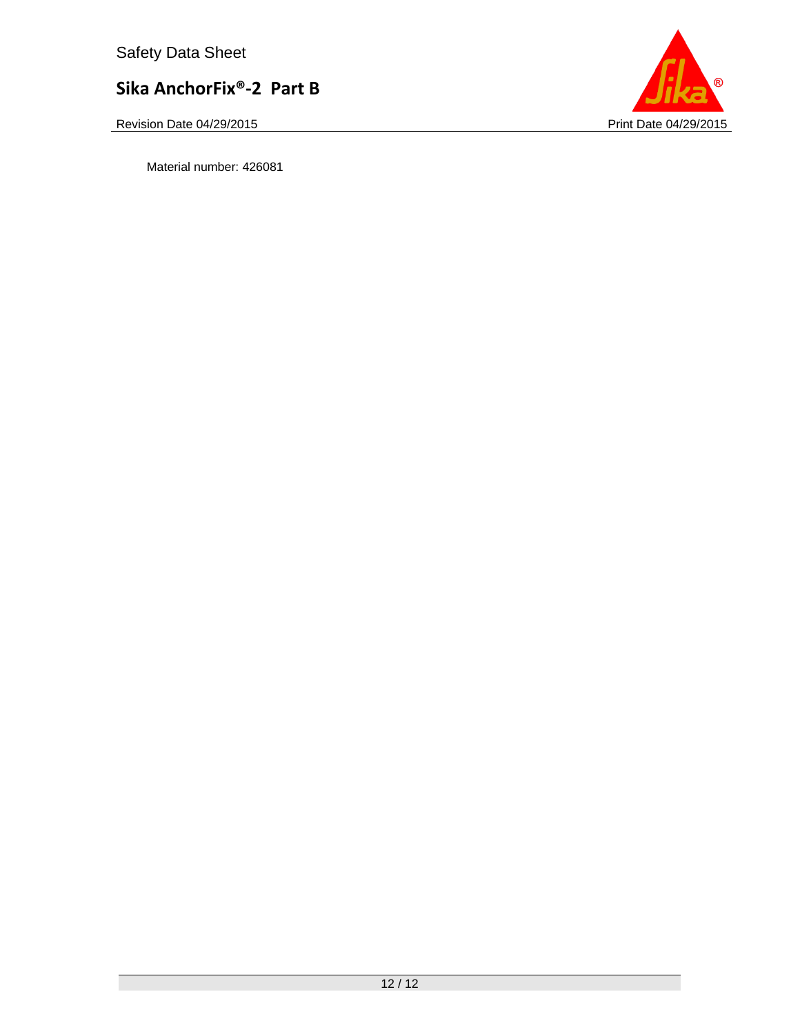Material number: 426081